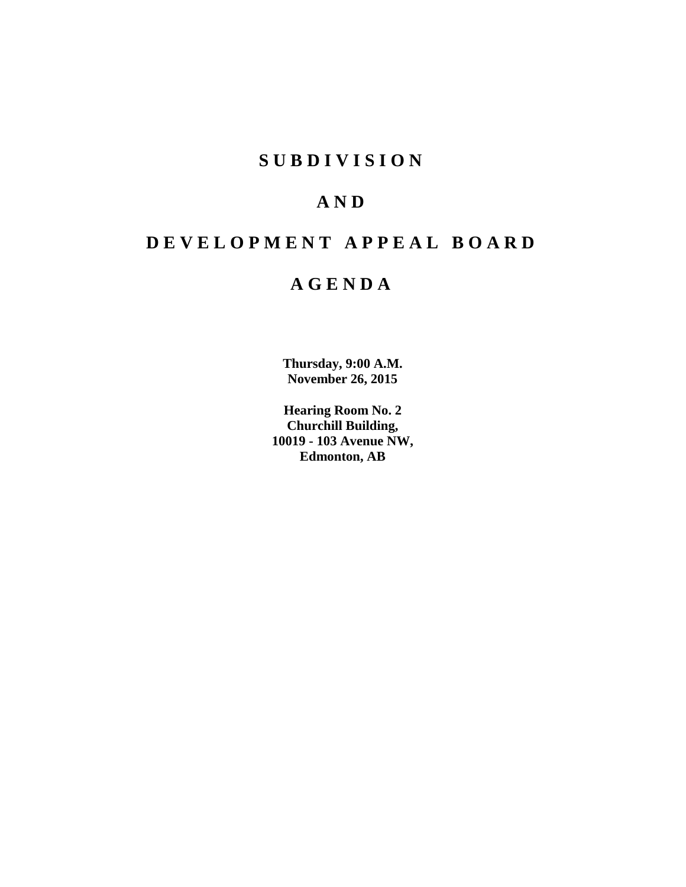# S U B D I V I S I O N

# A N D

# D E V E L O P M E N T  A P P E A L  B O A R D

# A G E N D A

**Thursday, 9:00 A.M.**
**November 26, 2015**

**Hearing Room No. 2**
**Churchill Building,**
**10019 - 103 Avenue NW,**
**Edmonton, AB**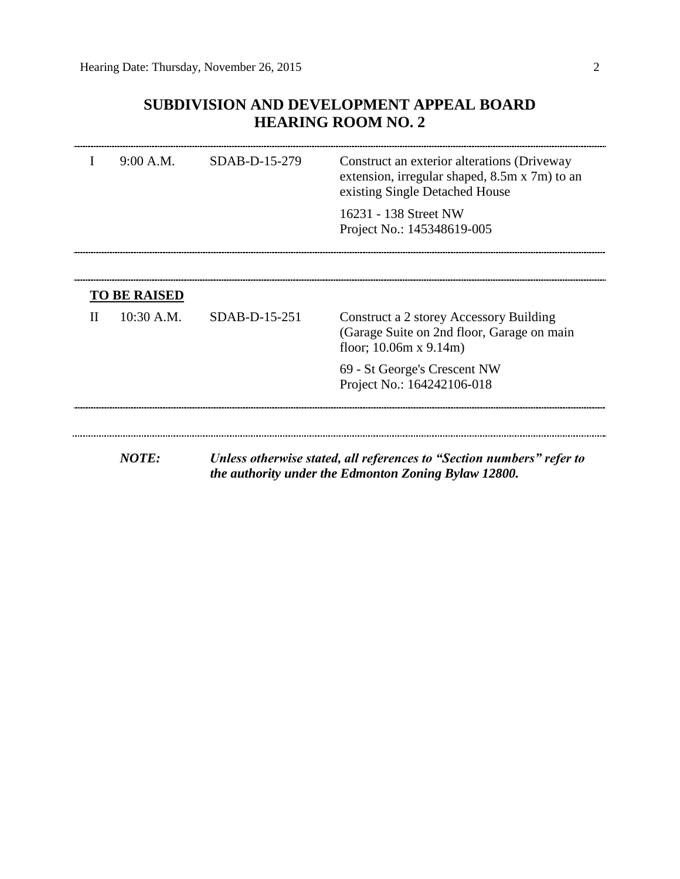# SUBDIVISION AND DEVELOPMENT APPEAL BOARD
# HEARING ROOM NO. 2

| | | | |
|---|---|---|---|
| I | 9:00 A.M. | SDAB-D-15-279 | Construct an exterior alterations (Driveway extension, irregular shaped, 8.5m x 7m) to an existing Single Detached House<br><br>16231 - 138 Street NW<br>Project No.: 145348619-005 |

**TO BE RAISED**

| | | | |
|---|---|---|---|
| II | 10:30 A.M. | SDAB-D-15-251 | Construct a 2 storey Accessory Building (Garage Suite on 2nd floor, Garage on main floor; 10.06m x 9.14m)<br><br>69 - St George's Crescent NW<br>Project No.: 164242106-018 |

***NOTE:*** ***Unless otherwise stated, all references to "Section numbers" refer to the authority under the Edmonton Zoning Bylaw 12800.***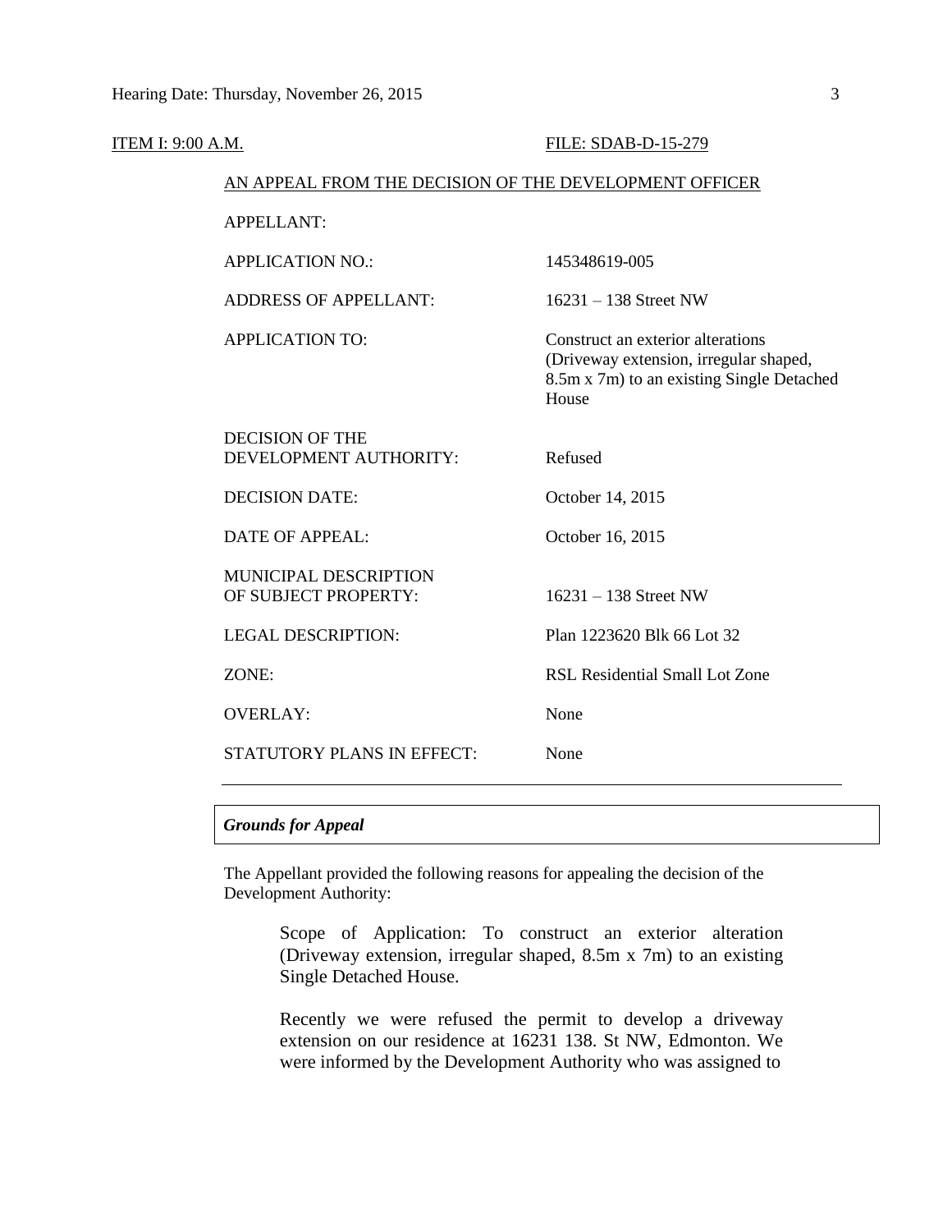ITEM I: 9:00 A.M. FILE: SDAB-D-15-279

AN APPEAL FROM THE DECISION OF THE DEVELOPMENT OFFICER

| | |
|---|---|
| APPELLANT: | |
| APPLICATION NO.: | 145348619-005 |
| ADDRESS OF APPELLANT: | 16231 – 138 Street NW |
| APPLICATION TO: | Construct an exterior alterations (Driveway extension, irregular shaped, 8.5m x 7m) to an existing Single Detached House |
| DECISION OF THE DEVELOPMENT AUTHORITY: | Refused |
| DECISION DATE: | October 14, 2015 |
| DATE OF APPEAL: | October 16, 2015 |
| MUNICIPAL DESCRIPTION OF SUBJECT PROPERTY: | 16231 – 138 Street NW |
| LEGAL DESCRIPTION: | Plan 1223620 Blk 66 Lot 32 |
| ZONE: | RSL Residential Small Lot Zone |
| OVERLAY: | None |
| STATUTORY PLANS IN EFFECT: | None |

***Grounds for Appeal***

The Appellant provided the following reasons for appealing the decision of the Development Authority:

> Scope of Application: To construct an exterior alteration (Driveway extension, irregular shaped, 8.5m x 7m) to an existing Single Detached House.
>
> Recently we were refused the permit to develop a driveway extension on our residence at 16231 138. St NW, Edmonton. We were informed by the Development Authority who was assigned to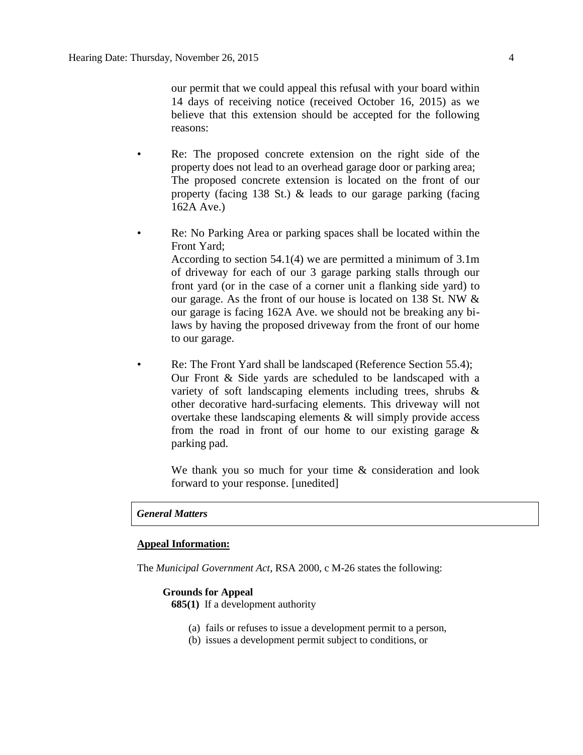our permit that we could appeal this refusal with your board within 14 days of receiving notice (received October 16, 2015) as we believe that this extension should be accepted for the following reasons:

- Re: The proposed concrete extension on the right side of the property does not lead to an overhead garage door or parking area;
  The proposed concrete extension is located on the front of our property (facing 138 St.) & leads to our garage parking (facing 162A Ave.)

- Re: No Parking Area or parking spaces shall be located within the Front Yard;
  According to section 54.1(4) we are permitted a minimum of 3.1m of driveway for each of our 3 garage parking stalls through our front yard (or in the case of a corner unit a flanking side yard) to our garage. As the front of our house is located on 138 St. NW & our garage is facing 162A Ave. we should not be breaking any bi-laws by having the proposed driveway from the front of our home to our garage.

- Re: The Front Yard shall be landscaped (Reference Section 55.4);
  Our Front & Side yards are scheduled to be landscaped with a variety of soft landscaping elements including trees, shrubs & other decorative hard-surfacing elements. This driveway will not overtake these landscaping elements & will simply provide access from the road in front of our home to our existing garage & parking pad.

  We thank you so much for your time & consideration and look forward to your response. [unedited]

***General Matters***

**<u>Appeal Information:</u>**

The *Municipal Government Act*, RSA 2000, c M-26 states the following:

**Grounds for Appeal**

**685(1)** If a development authority

(a) fails or refuses to issue a development permit to a person,

(b) issues a development permit subject to conditions, or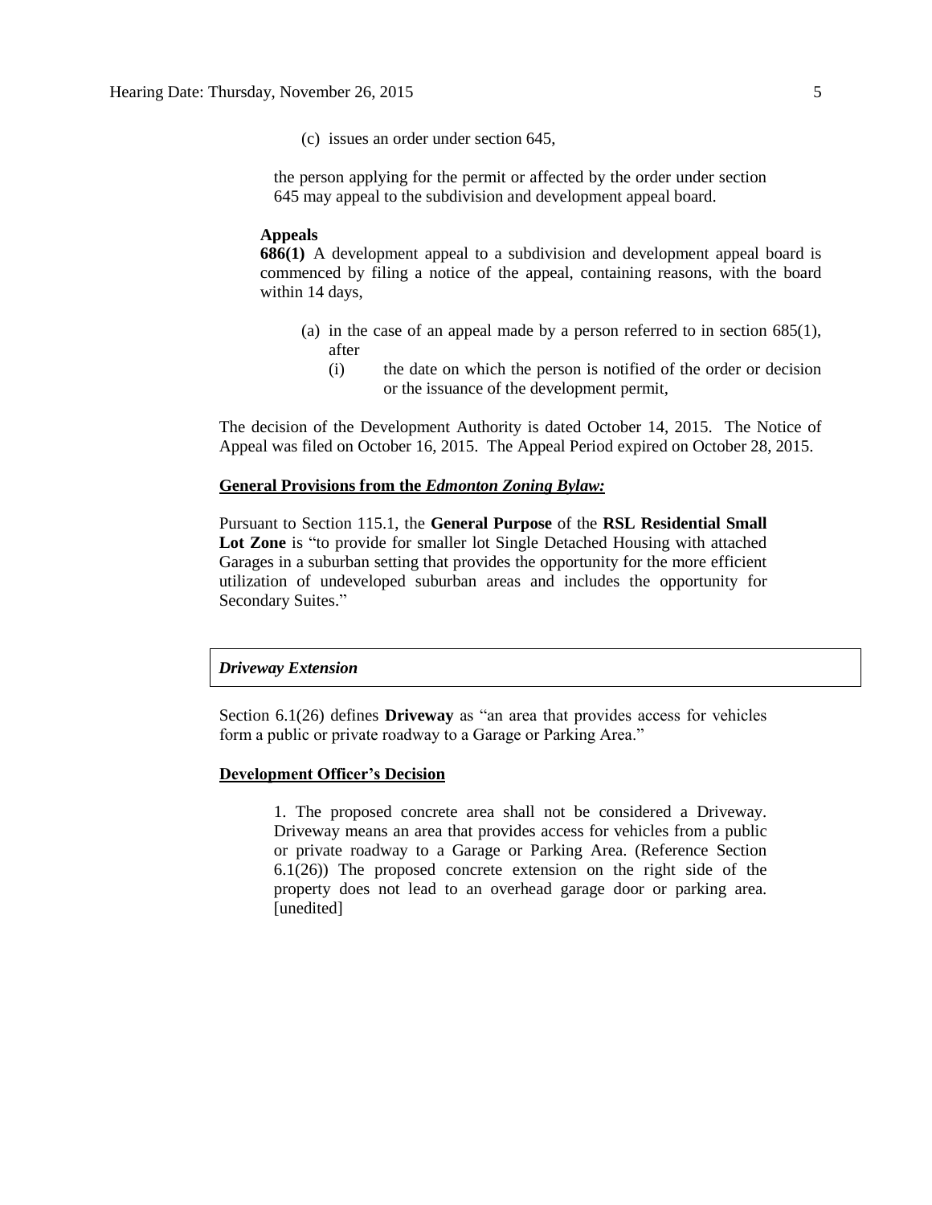(c) issues an order under section 645,

the person applying for the permit or affected by the order under section 645 may appeal to the subdivision and development appeal board.

**Appeals**

**686(1)** A development appeal to a subdivision and development appeal board is commenced by filing a notice of the appeal, containing reasons, with the board within 14 days,

(a) in the case of an appeal made by a person referred to in section 685(1), after

(i) the date on which the person is notified of the order or decision or the issuance of the development permit,

The decision of the Development Authority is dated October 14, 2015. The Notice of Appeal was filed on October 16, 2015. The Appeal Period expired on October 28, 2015.

**General Provisions from the *Edmonton Zoning Bylaw:***

Pursuant to Section 115.1, the **General Purpose** of the **RSL Residential Small Lot Zone** is "to provide for smaller lot Single Detached Housing with attached Garages in a suburban setting that provides the opportunity for the more efficient utilization of undeveloped suburban areas and includes the opportunity for Secondary Suites."

***Driveway Extension***

Section 6.1(26) defines **Driveway** as "an area that provides access for vehicles form a public or private roadway to a Garage or Parking Area."

**Development Officer's Decision**

1. The proposed concrete area shall not be considered a Driveway. Driveway means an area that provides access for vehicles from a public or private roadway to a Garage or Parking Area. (Reference Section 6.1(26)) The proposed concrete extension on the right side of the property does not lead to an overhead garage door or parking area. [unedited]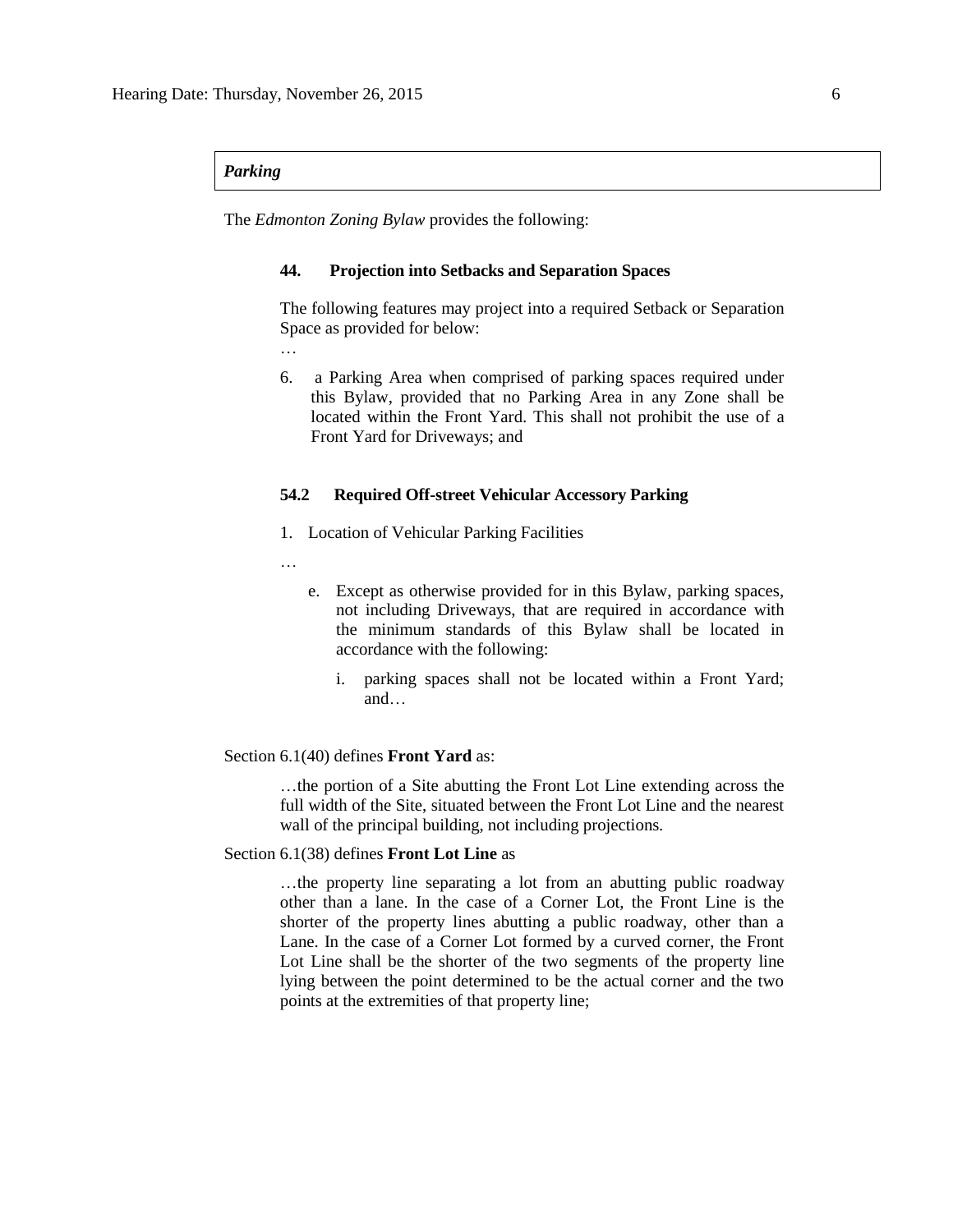***Parking***

The *Edmonton Zoning Bylaw* provides the following:

**44. Projection into Setbacks and Separation Spaces**

The following features may project into a required Setback or Separation Space as provided for below:

…

6. a Parking Area when comprised of parking spaces required under this Bylaw, provided that no Parking Area in any Zone shall be located within the Front Yard. This shall not prohibit the use of a Front Yard for Driveways; and

**54.2 Required Off-street Vehicular Accessory Parking**

1. Location of Vehicular Parking Facilities

…

e. Except as otherwise provided for in this Bylaw, parking spaces, not including Driveways, that are required in accordance with the minimum standards of this Bylaw shall be located in accordance with the following:

i. parking spaces shall not be located within a Front Yard; and…

Section 6.1(40) defines **Front Yard** as:

…the portion of a Site abutting the Front Lot Line extending across the full width of the Site, situated between the Front Lot Line and the nearest wall of the principal building, not including projections.

Section 6.1(38) defines **Front Lot Line** as

…the property line separating a lot from an abutting public roadway other than a lane. In the case of a Corner Lot, the Front Line is the shorter of the property lines abutting a public roadway, other than a Lane. In the case of a Corner Lot formed by a curved corner, the Front Lot Line shall be the shorter of the two segments of the property line lying between the point determined to be the actual corner and the two points at the extremities of that property line;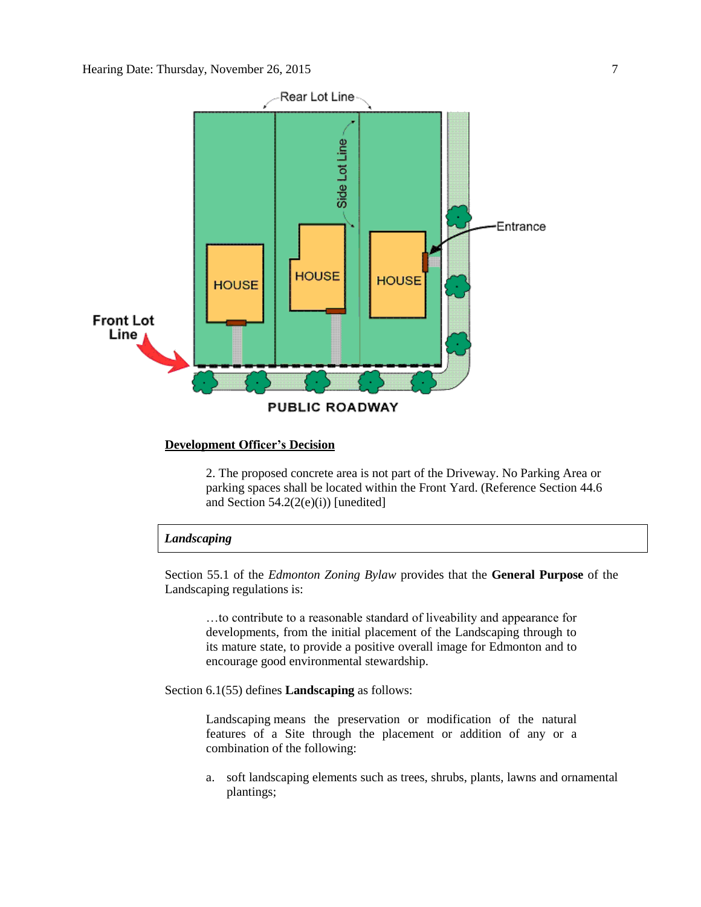**Development Officer's Decision**

> 2. The proposed concrete area is not part of the Driveway. No Parking Area or parking spaces shall be located within the Front Yard. (Reference Section 44.6 and Section 54.2(2(e)(i)) [unedited]

***Landscaping***

Section 55.1 of the *Edmonton Zoning Bylaw* provides that the **General Purpose** of the Landscaping regulations is:

> …to contribute to a reasonable standard of liveability and appearance for developments, from the initial placement of the Landscaping through to its mature state, to provide a positive overall image for Edmonton and to encourage good environmental stewardship.

Section 6.1(55) defines **Landscaping** as follows:

> Landscaping means the preservation or modification of the natural features of a Site through the placement or addition of any or a combination of the following:
>
> a. soft landscaping elements such as trees, shrubs, plants, lawns and ornamental plantings;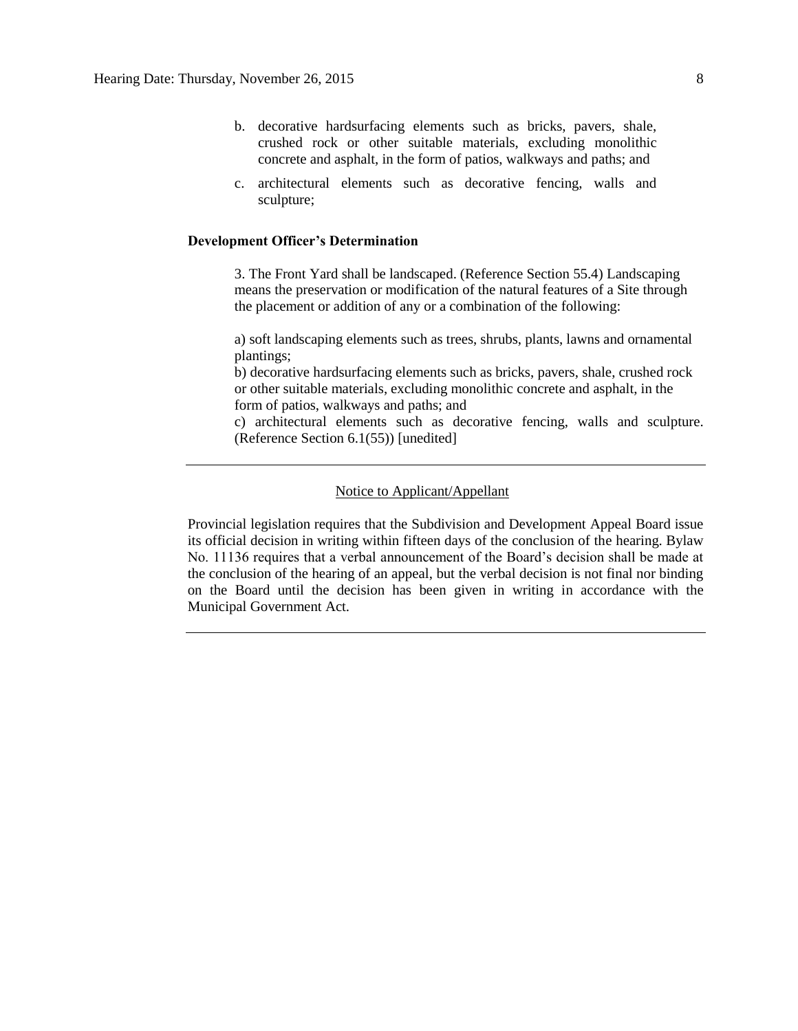b. decorative hardsurfacing elements such as bricks, pavers, shale, crushed rock or other suitable materials, excluding monolithic concrete and asphalt, in the form of patios, walkways and paths; and

c. architectural elements such as decorative fencing, walls and sculpture;

**Development Officer's Determination**

3. The Front Yard shall be landscaped. (Reference Section 55.4) Landscaping means the preservation or modification of the natural features of a Site through the placement or addition of any or a combination of the following:

a) soft landscaping elements such as trees, shrubs, plants, lawns and ornamental plantings;
b) decorative hardsurfacing elements such as bricks, pavers, shale, crushed rock or other suitable materials, excluding monolithic concrete and asphalt, in the form of patios, walkways and paths; and
c) architectural elements such as decorative fencing, walls and sculpture. (Reference Section 6.1(55)) [unedited]

---

Notice to Applicant/Appellant

Provincial legislation requires that the Subdivision and Development Appeal Board issue its official decision in writing within fifteen days of the conclusion of the hearing. Bylaw No. 11136 requires that a verbal announcement of the Board's decision shall be made at the conclusion of the hearing of an appeal, but the verbal decision is not final nor binding on the Board until the decision has been given in writing in accordance with the Municipal Government Act.

---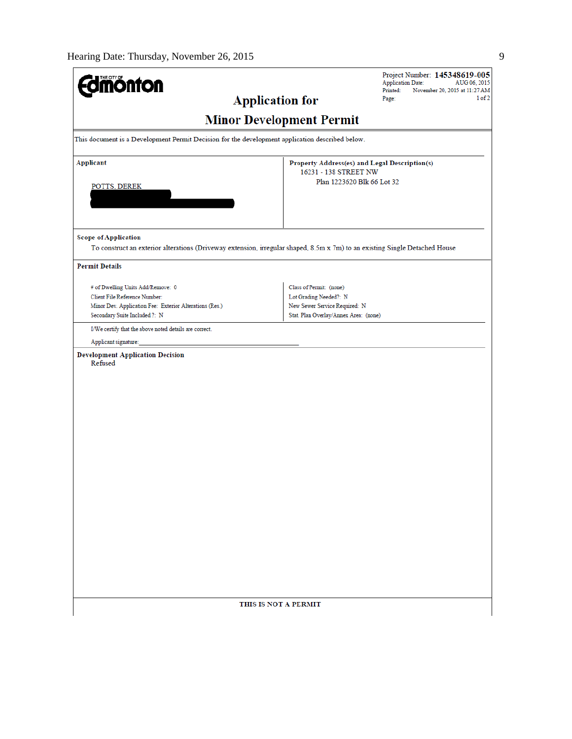Project Number: **145348619-005**
Application Date: AUG 06, 2015
Printed: November 20, 2015 at 11:27 AM
Page: 1 of 2

# Application for
# Minor Development Permit

This document is a Development Permit Decision for the development application described below.

**Applicant**

POTTS, DEREK

**Property Address(es) and Legal Description(s)**

16231 - 138 STREET NW
Plan 1223620 Blk 66 Lot 32

**Scope of Application**

To construct an exterior alterations (Driveway extension, irregular shaped, 8.5m x 7m) to an existing Single Detached House

**Permit Details**

| | |
|---|---|
| # of Dwelling Units Add/Remove: 0 | Class of Permit: (none) |
| Client File Reference Number: | Lot Grading Needed?: N |
| Minor Dev. Application Fee: Exterior Alterations (Res.) | New Sewer Service Required: N |
| Secondary Suite Included ?: N | Stat. Plan Overlay/Annex Area: (none) |

I/We certify that the above noted details are correct.

Applicant signature:_______________________________

**Development Application Decision**

Refused

**THIS IS NOT A PERMIT**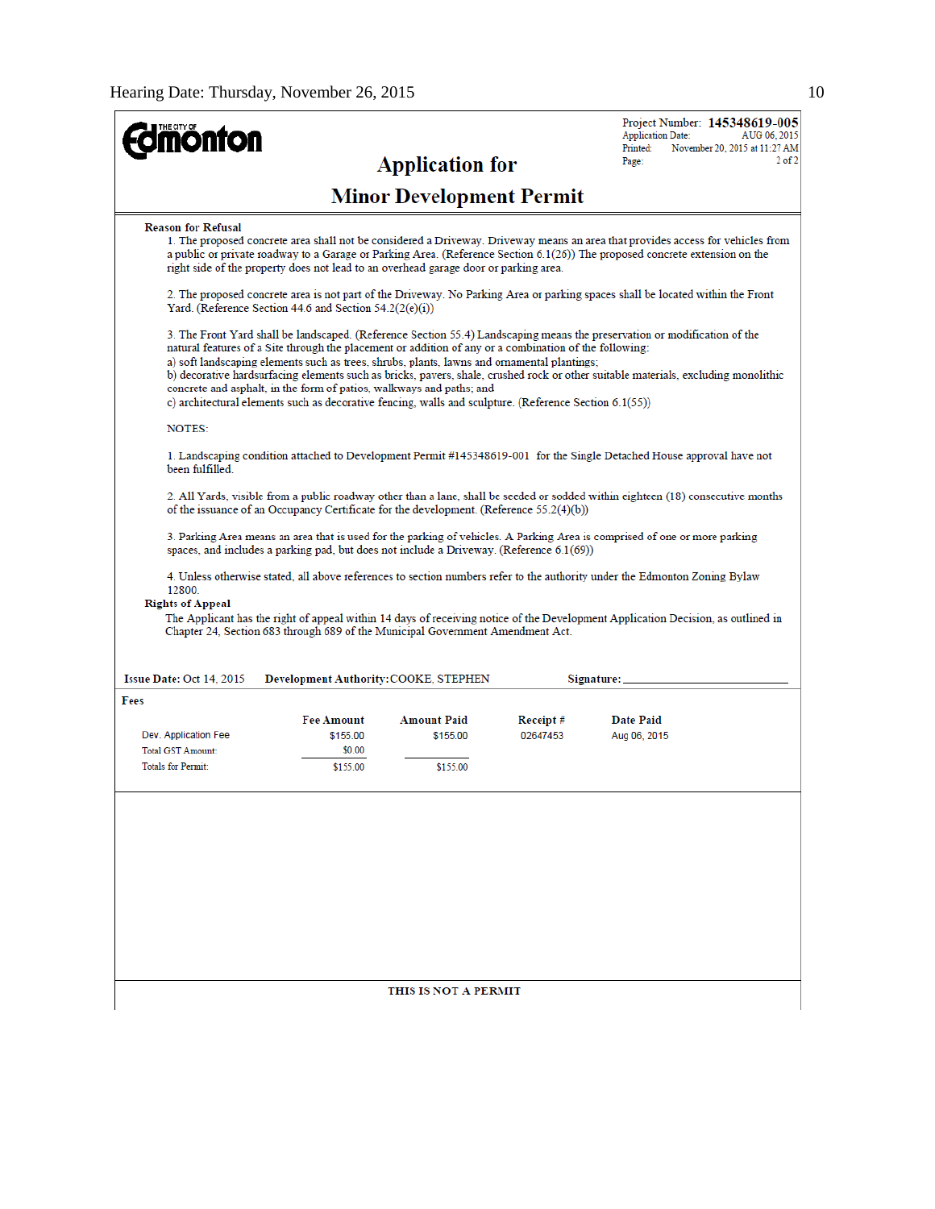THE CITY OF Edmonton

Project Number: **145348619-005**
Application Date: AUG 06, 2015
Printed: November 20, 2015 at 11:27 AM

# Application for Minor Development Permit

**Reason for Refusal**

1. The proposed concrete area shall not be considered a Driveway. Driveway means an area that provides access for vehicles from a public or private roadway to a Garage or Parking Area. (Reference Section 6.1(26)) The proposed concrete extension on the right side of the property does not lead to an overhead garage door or parking area.

2. The proposed concrete area is not part of the Driveway. No Parking Area or parking spaces shall be located within the Front Yard. (Reference Section 44.6 and Section 54.2(2(e)(i))

3. The Front Yard shall be landscaped. (Reference Section 55.4) Landscaping means the preservation or modification of the natural features of a Site through the placement or addition of any or a combination of the following:
a) soft landscaping elements such as trees, shrubs, plants, lawns and ornamental plantings;
b) decorative hardsurfacing elements such as bricks, pavers, shale, crushed rock or other suitable materials, excluding monolithic concrete and asphalt, in the form of patios, walkways and paths; and
c) architectural elements such as decorative fencing, walls and sculpture. (Reference Section 6.1(55))

NOTES:

1. Landscaping condition attached to Development Permit #145348619-001 for the Single Detached House approval have not been fulfilled.

2. All Yards, visible from a public roadway other than a lane, shall be seeded or sodded within eighteen (18) consecutive months of the issuance of an Occupancy Certificate for the development. (Reference 55.2(4)(b))

3. Parking Area means an area that is used for the parking of vehicles. A Parking Area is comprised of one or more parking spaces, and includes a parking pad, but does not include a Driveway. (Reference 6.1(69))

4. Unless otherwise stated, all above references to section numbers refer to the authority under the Edmonton Zoning Bylaw 12800.

**Rights of Appeal**

The Applicant has the right of appeal within 14 days of receiving notice of the Development Application Decision, as outlined in Chapter 24, Section 683 through 689 of the Municipal Government Amendment Act.

**Issue Date:** Oct 14, 2015 **Development Authority:** COOKE, STEPHEN **Signature:** ____________

**Fees**

| | Fee Amount | Amount Paid | Receipt # | Date Paid |
|---|---|---|---|---|
| Dev. Application Fee | $155.00 | $155.00 | 02647453 | Aug 06, 2015 |
| Total GST Amount: | $0.00 | | | |
| Totals for Permit: | $155.00 | $155.00 | | |

**THIS IS NOT A PERMIT**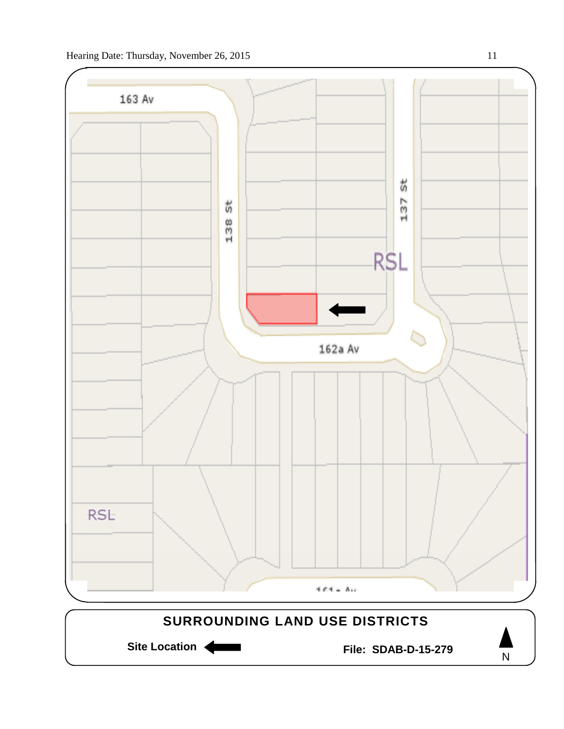163 Av

138 St

137 St

RSL

162a Av

RSL

161a Av

**SURROUNDING LAND USE DISTRICTS**

**Site Location** ←

**File: SDAB-D-15-279**

N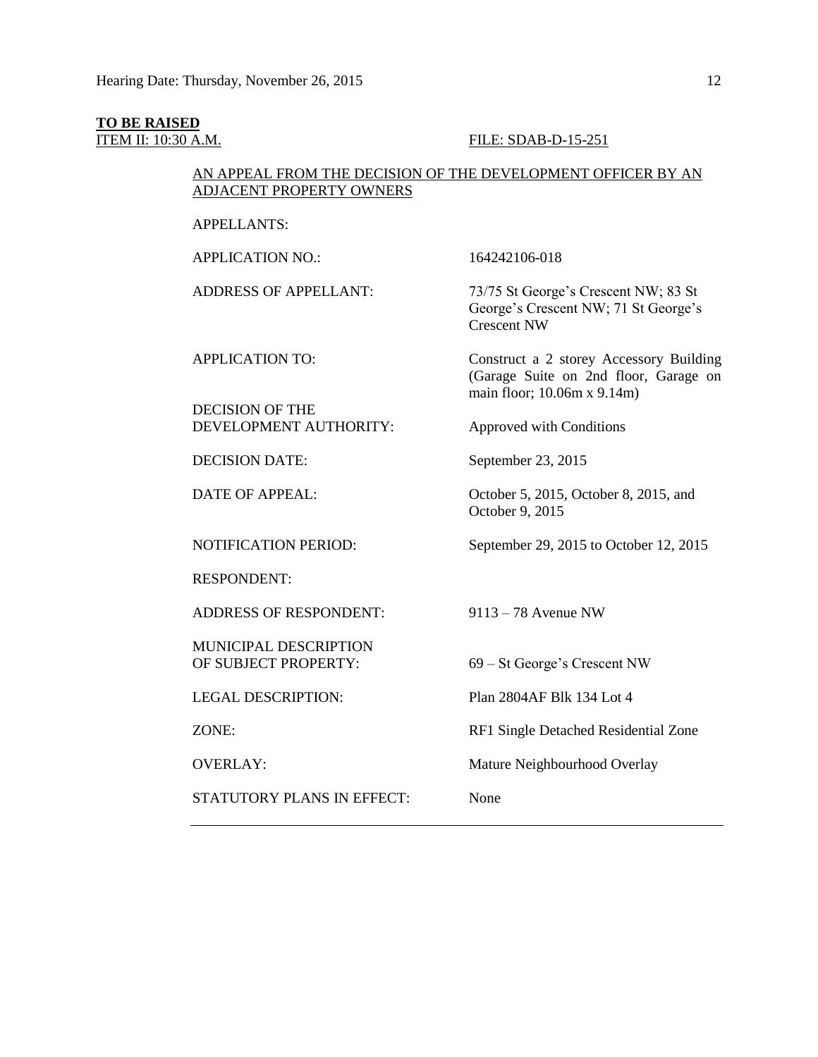**TO BE RAISED**

ITEM II: 10:30 A.M. FILE: SDAB-D-15-251

AN APPEAL FROM THE DECISION OF THE DEVELOPMENT OFFICER BY AN ADJACENT PROPERTY OWNERS

| | |
|---|---|
| APPELLANTS: | |
| APPLICATION NO.: | 164242106-018 |
| ADDRESS OF APPELLANT: | 73/75 St George's Crescent NW; 83 St George's Crescent NW; 71 St George's Crescent NW |
| APPLICATION TO: | Construct a 2 storey Accessory Building (Garage Suite on 2nd floor, Garage on main floor; 10.06m x 9.14m) |
| DECISION OF THE DEVELOPMENT AUTHORITY: | Approved with Conditions |
| DECISION DATE: | September 23, 2015 |
| DATE OF APPEAL: | October 5, 2015, October 8, 2015, and October 9, 2015 |
| NOTIFICATION PERIOD: | September 29, 2015 to October 12, 2015 |
| RESPONDENT: | |
| ADDRESS OF RESPONDENT: | 9113 – 78 Avenue NW |
| MUNICIPAL DESCRIPTION OF SUBJECT PROPERTY: | 69 – St George's Crescent NW |
| LEGAL DESCRIPTION: | Plan 2804AF Blk 134 Lot 4 |
| ZONE: | RF1 Single Detached Residential Zone |
| OVERLAY: | Mature Neighbourhood Overlay |
| STATUTORY PLANS IN EFFECT: | None |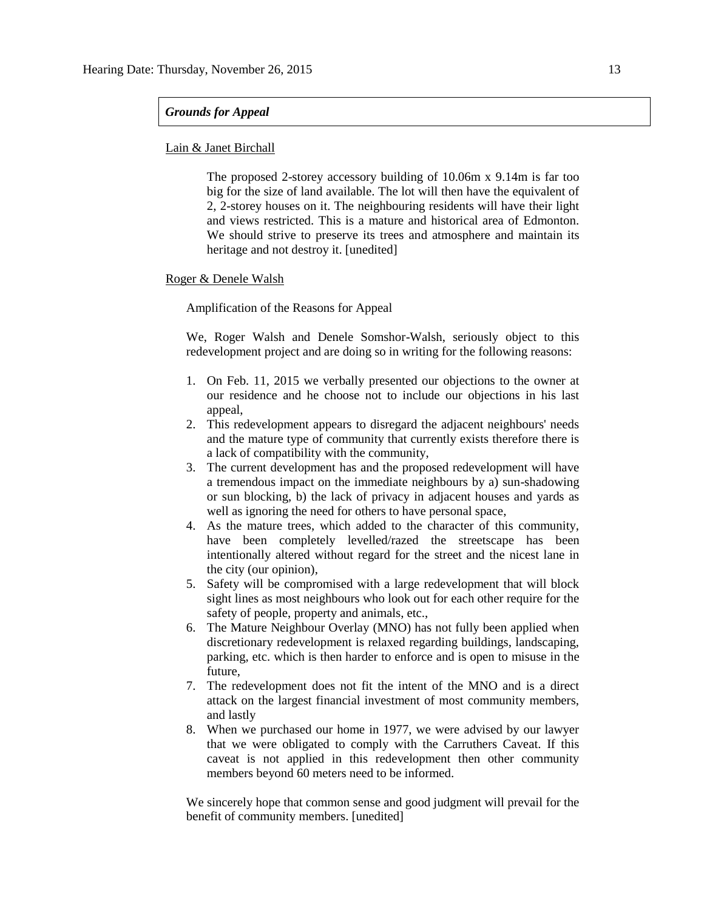***Grounds for Appeal***

Lain & Janet Birchall

> The proposed 2-storey accessory building of 10.06m x 9.14m is far too big for the size of land available. The lot will then have the equivalent of 2, 2-storey houses on it. The neighbouring residents will have their light and views restricted. This is a mature and historical area of Edmonton. We should strive to preserve its trees and atmosphere and maintain its heritage and not destroy it. [unedited]

Roger & Denele Walsh

Amplification of the Reasons for Appeal

We, Roger Walsh and Denele Somshor-Walsh, seriously object to this redevelopment project and are doing so in writing for the following reasons:

1. On Feb. 11, 2015 we verbally presented our objections to the owner at our residence and he choose not to include our objections in his last appeal,
2. This redevelopment appears to disregard the adjacent neighbours' needs and the mature type of community that currently exists therefore there is a lack of compatibility with the community,
3. The current development has and the proposed redevelopment will have a tremendous impact on the immediate neighbours by a) sun-shadowing or sun blocking, b) the lack of privacy in adjacent houses and yards as well as ignoring the need for others to have personal space,
4. As the mature trees, which added to the character of this community, have been completely levelled/razed the streetscape has been intentionally altered without regard for the street and the nicest lane in the city (our opinion),
5. Safety will be compromised with a large redevelopment that will block sight lines as most neighbours who look out for each other require for the safety of people, property and animals, etc.,
6. The Mature Neighbour Overlay (MNO) has not fully been applied when discretionary redevelopment is relaxed regarding buildings, landscaping, parking, etc. which is then harder to enforce and is open to misuse in the future,
7. The redevelopment does not fit the intent of the MNO and is a direct attack on the largest financial investment of most community members, and lastly
8. When we purchased our home in 1977, we were advised by our lawyer that we were obligated to comply with the Carruthers Caveat. If this caveat is not applied in this redevelopment then other community members beyond 60 meters need to be informed.

We sincerely hope that common sense and good judgment will prevail for the benefit of community members. [unedited]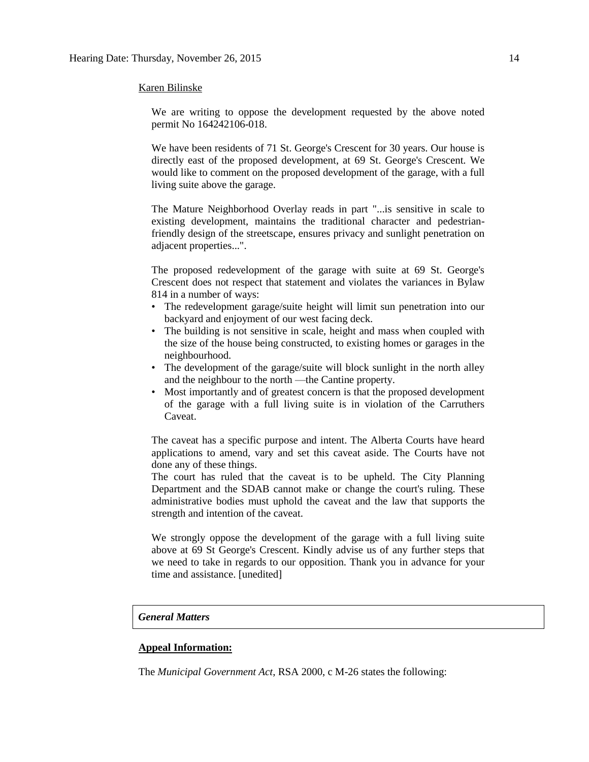Karen Bilinske

We are writing to oppose the development requested by the above noted permit No 164242106-018.

We have been residents of 71 St. George's Crescent for 30 years. Our house is directly east of the proposed development, at 69 St. George's Crescent. We would like to comment on the proposed development of the garage, with a full living suite above the garage.

The Mature Neighborhood Overlay reads in part "...is sensitive in scale to existing development, maintains the traditional character and pedestrian-friendly design of the streetscape, ensures privacy and sunlight penetration on adjacent properties...".

The proposed redevelopment of the garage with suite at 69 St. George's Crescent does not respect that statement and violates the variances in Bylaw 814 in a number of ways:

- The redevelopment garage/suite height will limit sun penetration into our backyard and enjoyment of our west facing deck.
- The building is not sensitive in scale, height and mass when coupled with the size of the house being constructed, to existing homes or garages in the neighbourhood.
- The development of the garage/suite will block sunlight in the north alley and the neighbour to the north —the Cantine property.
- Most importantly and of greatest concern is that the proposed development of the garage with a full living suite is in violation of the Carruthers Caveat.

The caveat has a specific purpose and intent. The Alberta Courts have heard applications to amend, vary and set this caveat aside. The Courts have not done any of these things.
The court has ruled that the caveat is to be upheld. The City Planning Department and the SDAB cannot make or change the court's ruling. These administrative bodies must uphold the caveat and the law that supports the strength and intention of the caveat.

We strongly oppose the development of the garage with a full living suite above at 69 St George's Crescent. Kindly advise us of any further steps that we need to take in regards to our opposition. Thank you in advance for your time and assistance. [unedited]

***General Matters***

**Appeal Information:**

The *Municipal Government Act*, RSA 2000, c M-26 states the following: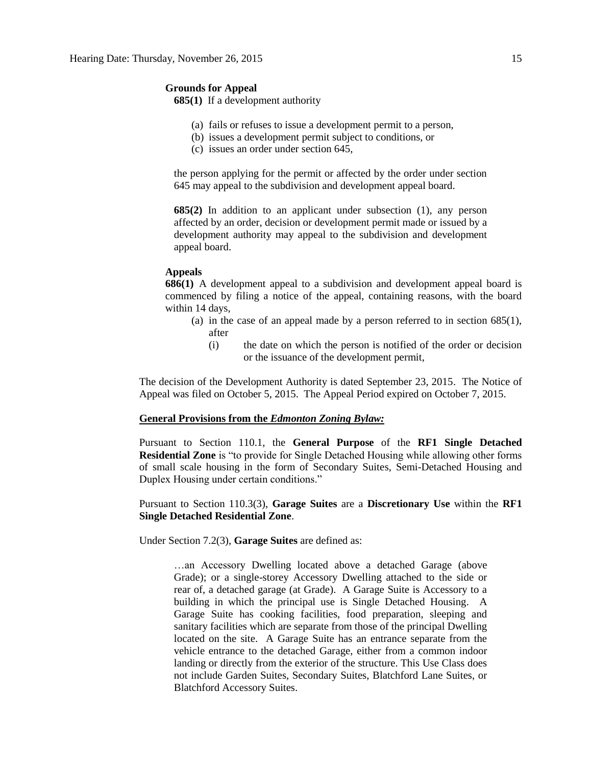**Grounds for Appeal**

**685(1)** If a development authority

(a) fails or refuses to issue a development permit to a person,
(b) issues a development permit subject to conditions, or
(c) issues an order under section 645,

the person applying for the permit or affected by the order under section 645 may appeal to the subdivision and development appeal board.

**685(2)** In addition to an applicant under subsection (1), any person affected by an order, decision or development permit made or issued by a development authority may appeal to the subdivision and development appeal board.

**Appeals**

**686(1)** A development appeal to a subdivision and development appeal board is commenced by filing a notice of the appeal, containing reasons, with the board within 14 days,

(a) in the case of an appeal made by a person referred to in section 685(1), after

(i) the date on which the person is notified of the order or decision or the issuance of the development permit,

The decision of the Development Authority is dated September 23, 2015. The Notice of Appeal was filed on October 5, 2015. The Appeal Period expired on October 7, 2015.

**General Provisions from the *Edmonton Zoning Bylaw:***

Pursuant to Section 110.1, the **General Purpose** of the **RF1 Single Detached Residential Zone** is "to provide for Single Detached Housing while allowing other forms of small scale housing in the form of Secondary Suites, Semi-Detached Housing and Duplex Housing under certain conditions."

Pursuant to Section 110.3(3), **Garage Suites** are a **Discretionary Use** within the **RF1 Single Detached Residential Zone**.

Under Section 7.2(3), **Garage Suites** are defined as:

> …an Accessory Dwelling located above a detached Garage (above Grade); or a single-storey Accessory Dwelling attached to the side or rear of, a detached garage (at Grade). A Garage Suite is Accessory to a building in which the principal use is Single Detached Housing. A Garage Suite has cooking facilities, food preparation, sleeping and sanitary facilities which are separate from those of the principal Dwelling located on the site. A Garage Suite has an entrance separate from the vehicle entrance to the detached Garage, either from a common indoor landing or directly from the exterior of the structure. This Use Class does not include Garden Suites, Secondary Suites, Blatchford Lane Suites, or Blatchford Accessory Suites.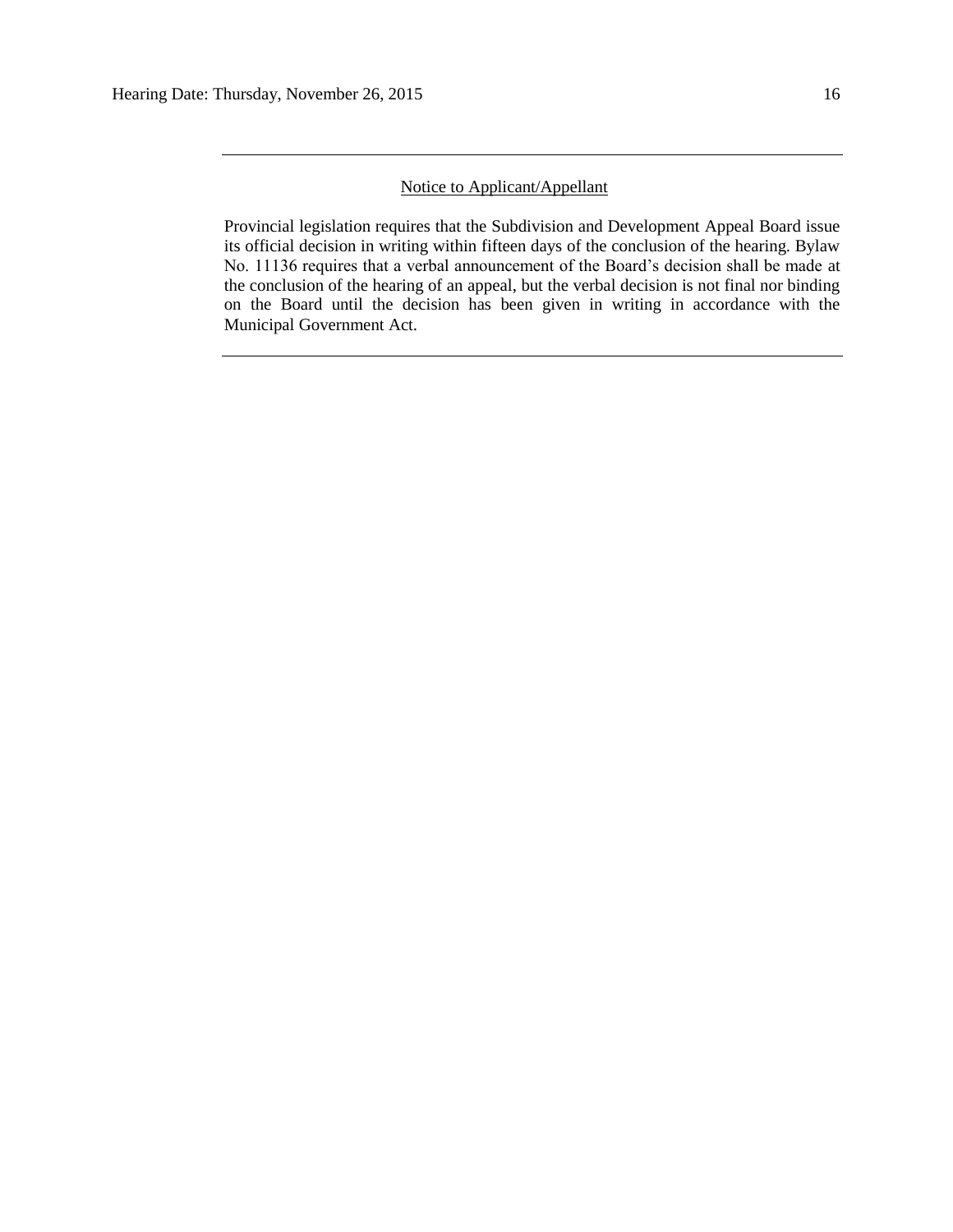---

Notice to Applicant/Appellant

Provincial legislation requires that the Subdivision and Development Appeal Board issue its official decision in writing within fifteen days of the conclusion of the hearing. Bylaw No. 11136 requires that a verbal announcement of the Board's decision shall be made at the conclusion of the hearing of an appeal, but the verbal decision is not final nor binding on the Board until the decision has been given in writing in accordance with the Municipal Government Act.

---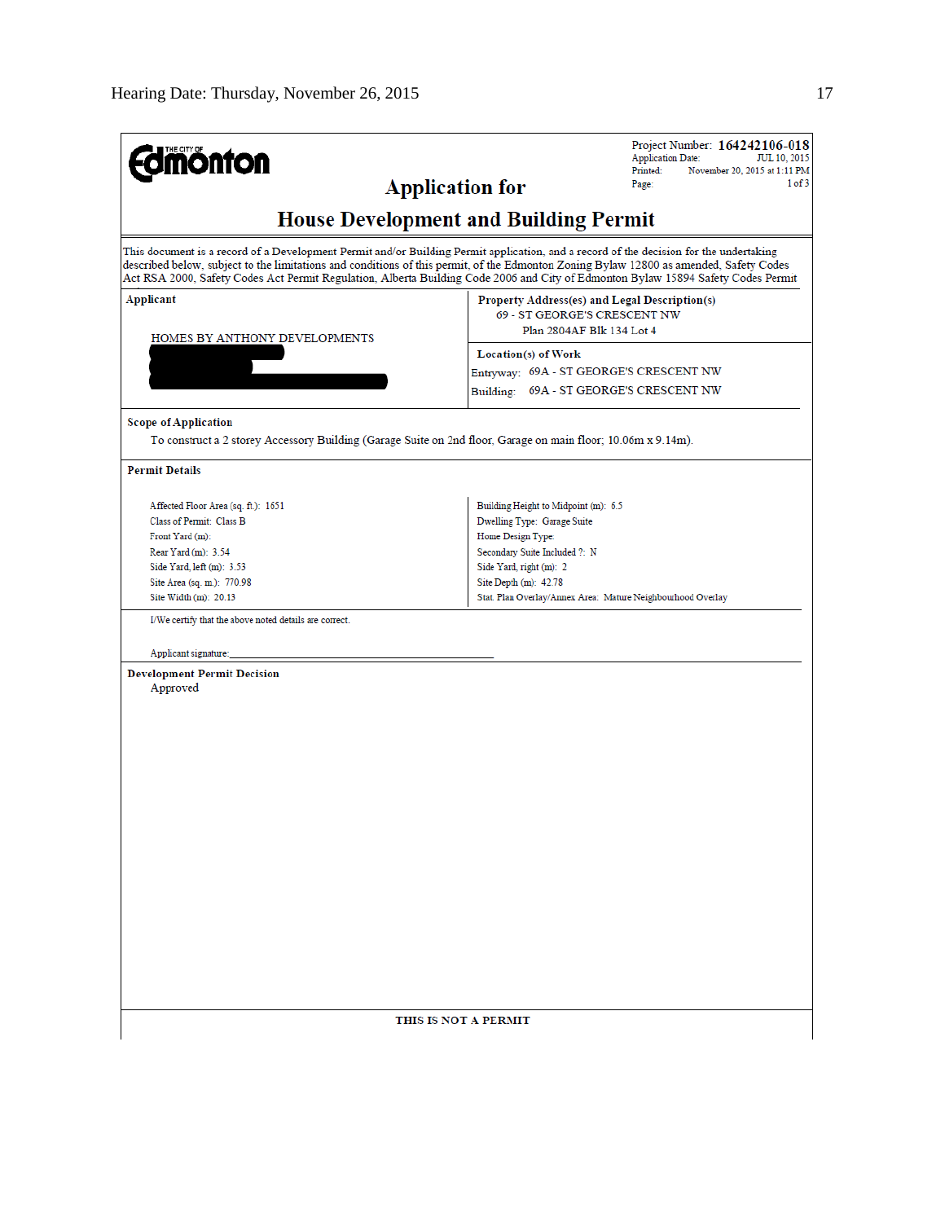Edmonton

Project Number: **164242106-018**
Application Date: JUL 10, 2015
Printed: November 20, 2015 at 1:11 PM
Page: 1 of 3

## Application for

## House Development and Building Permit

This document is a record of a Development Permit and/or Building Permit application, and a record of the decision for the undertaking described below, subject to the limitations and conditions of this permit, of the Edmonton Zoning Bylaw 12800 as amended, Safety Codes Act RSA 2000, Safety Codes Act Permit Regulation, Alberta Building Code 2006 and City of Edmonton Bylaw 15894 Safety Codes Permit

**Applicant**

HOMES BY ANTHONY DEVELOPMENTS

**Property Address(es) and Legal Description(s)**

69 - ST GEORGE'S CRESCENT NW
Plan 2804AF Blk 134 Lot 4

**Location(s) of Work**

Entryway: 69A - ST GEORGE'S CRESCENT NW
Building: 69A - ST GEORGE'S CRESCENT NW

**Scope of Application**

To construct a 2 storey Accessory Building (Garage Suite on 2nd floor, Garage on main floor; 10.06m x 9.14m).

**Permit Details**

Affected Floor Area (sq. ft.): 1651
Class of Permit: Class B
Front Yard (m):
Rear Yard (m): 3.54
Side Yard, left (m): 3.53
Site Area (sq. m.): 770.98
Site Width (m): 20.13

Building Height to Midpoint (m): 6.5
Dwelling Type: Garage Suite
Home Design Type:
Secondary Suite Included ?: N
Side Yard, right (m): 2
Site Depth (m): 42.78
Stat. Plan Overlay/Annex Area: Mature Neighbourhood Overlay

I/We certify that the above noted details are correct.

Applicant signature:\_\_\_\_\_\_\_\_\_\_\_\_\_\_\_\_\_\_\_\_\_\_\_\_\_\_\_\_\_\_\_\_\_\_\_\_\_\_\_\_

**Development Permit Decision**

Approved

**THIS IS NOT A PERMIT**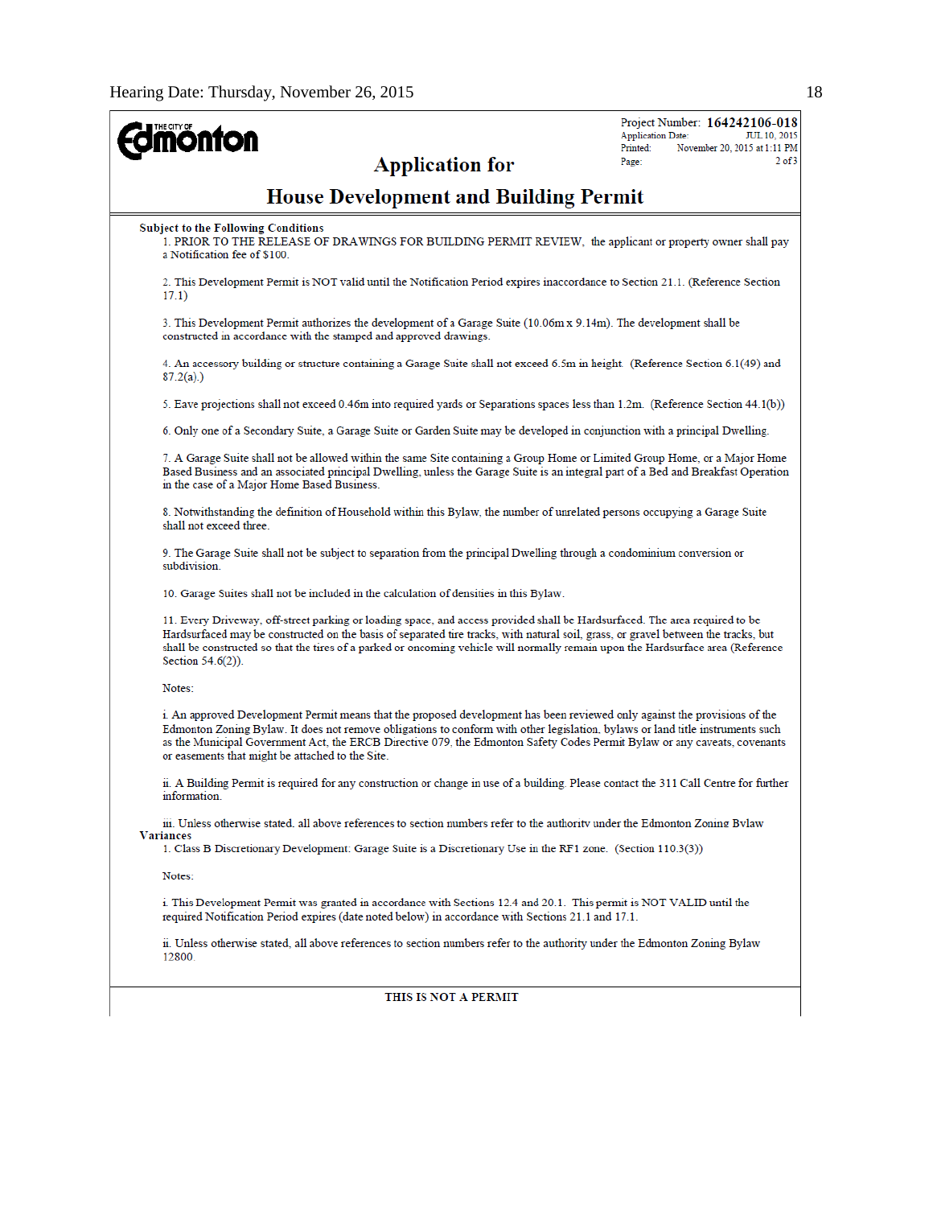**THE CITY OF Edmonton**

Project Number: **164242106-018**
Application Date: JUL 10, 2015
Printed: November 20, 2015 at 1:11 PM
Page: 2 of 3

# Application for

# House Development and Building Permit

**Subject to the Following Conditions**

1. PRIOR TO THE RELEASE OF DRAWINGS FOR BUILDING PERMIT REVIEW, the applicant or property owner shall pay a Notification fee of $100.

2. This Development Permit is NOT valid until the Notification Period expires inaccordance to Section 21.1. (Reference Section 17.1)

3. This Development Permit authorizes the development of a Garage Suite (10.06m x 9.14m). The development shall be constructed in accordance with the stamped and approved drawings.

4. An accessory building or structure containing a Garage Suite shall not exceed 6.5m in height. (Reference Section 6.1(49) and 87.2(a).)

5. Eave projections shall not exceed 0.46m into required yards or Separations spaces less than 1.2m. (Reference Section 44.1(b))

6. Only one of a Secondary Suite, a Garage Suite or Garden Suite may be developed in conjunction with a principal Dwelling.

7. A Garage Suite shall not be allowed within the same Site containing a Group Home or Limited Group Home, or a Major Home Based Business and an associated principal Dwelling, unless the Garage Suite is an integral part of a Bed and Breakfast Operation in the case of a Major Home Based Business.

8. Notwithstanding the definition of Household within this Bylaw, the number of unrelated persons occupying a Garage Suite shall not exceed three.

9. The Garage Suite shall not be subject to separation from the principal Dwelling through a condominium conversion or subdivision.

10. Garage Suites shall not be included in the calculation of densities in this Bylaw.

11. Every Driveway, off-street parking or loading space, and access provided shall be Hardsurfaced. The area required to be Hardsurfaced may be constructed on the basis of separated tire tracks, with natural soil, grass, or gravel between the tracks, but shall be constructed so that the tires of a parked or oncoming vehicle will normally remain upon the Hardsurface area (Reference Section 54.6(2)).

Notes:

i. An approved Development Permit means that the proposed development has been reviewed only against the provisions of the Edmonton Zoning Bylaw. It does not remove obligations to conform with other legislation, bylaws or land title instruments such as the Municipal Government Act, the ERCB Directive 079, the Edmonton Safety Codes Permit Bylaw or any caveats, covenants or easements that might be attached to the Site.

ii. A Building Permit is required for any construction or change in use of a building. Please contact the 311 Call Centre for further information.

iii. Unless otherwise stated, all above references to section numbers refer to the authority under the Edmonton Zoning Bylaw

**Variances**

1. Class B Discretionary Development: Garage Suite is a Discretionary Use in the RF1 zone. (Section 110.3(3))

Notes:

i. This Development Permit was granted in accordance with Sections 12.4 and 20.1. This permit is NOT VALID until the required Notification Period expires (date noted below) in accordance with Sections 21.1 and 17.1.

ii. Unless otherwise stated, all above references to section numbers refer to the authority under the Edmonton Zoning Bylaw 12800.

**THIS IS NOT A PERMIT**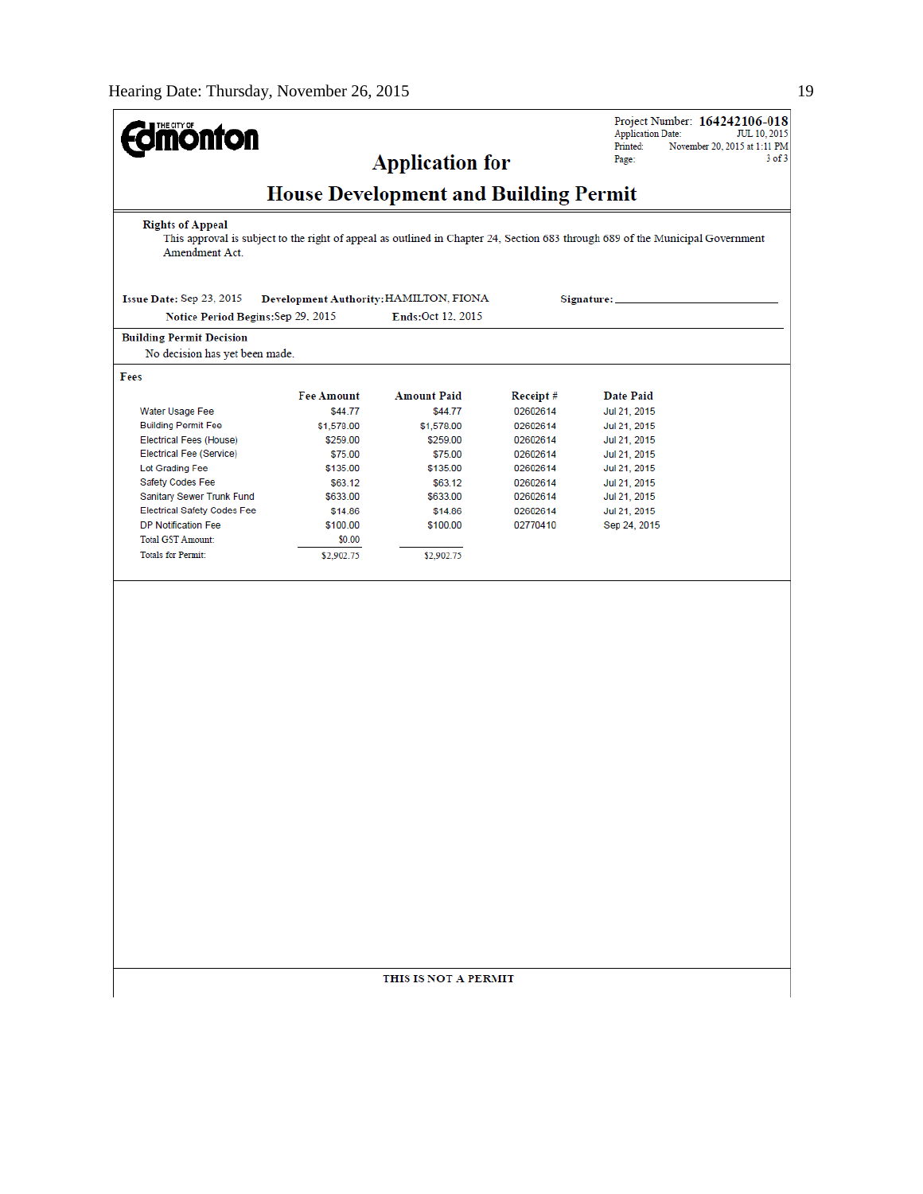THE CITY OF Edmonton

Project Number: **164242106-018**
Application Date: JUL 10, 2015
Printed: November 20, 2015 at 1:11 PM
Page: 3 of 3

# Application for

# House Development and Building Permit

**Rights of Appeal**

This approval is subject to the right of appeal as outlined in Chapter 24, Section 683 through 689 of the Municipal Government Amendment Act.

**Issue Date:** Sep 23, 2015 **Development Authority:** HAMILTON, FIONA **Signature:** ____________________

**Notice Period Begins:** Sep 29, 2015 **Ends:** Oct 12, 2015

**Building Permit Decision**

No decision has yet been made.

**Fees**

| | Fee Amount | Amount Paid | Receipt # | Date Paid |
|---|---|---|---|---|
| Water Usage Fee | $44.77 | $44.77 | 02602614 | Jul 21, 2015 |
| Building Permit Fee | $1,578.00 | $1,578.00 | 02602614 | Jul 21, 2015 |
| Electrical Fees (House) | $259.00 | $259.00 | 02602614 | Jul 21, 2015 |
| Electrical Fee (Service) | $75.00 | $75.00 | 02602614 | Jul 21, 2015 |
| Lot Grading Fee | $135.00 | $135.00 | 02602614 | Jul 21, 2015 |
| Safety Codes Fee | $63.12 | $63.12 | 02602614 | Jul 21, 2015 |
| Sanitary Sewer Trunk Fund | $633.00 | $633.00 | 02602614 | Jul 21, 2015 |
| Electrical Safety Codes Fee | $14.86 | $14.86 | 02602614 | Jul 21, 2015 |
| DP Notification Fee | $100.00 | $100.00 | 02770410 | Sep 24, 2015 |
| Total GST Amount: | $0.00 | | | |
| Totals for Permit: | $2,902.75 | $2,902.75 | | |

**THIS IS NOT A PERMIT**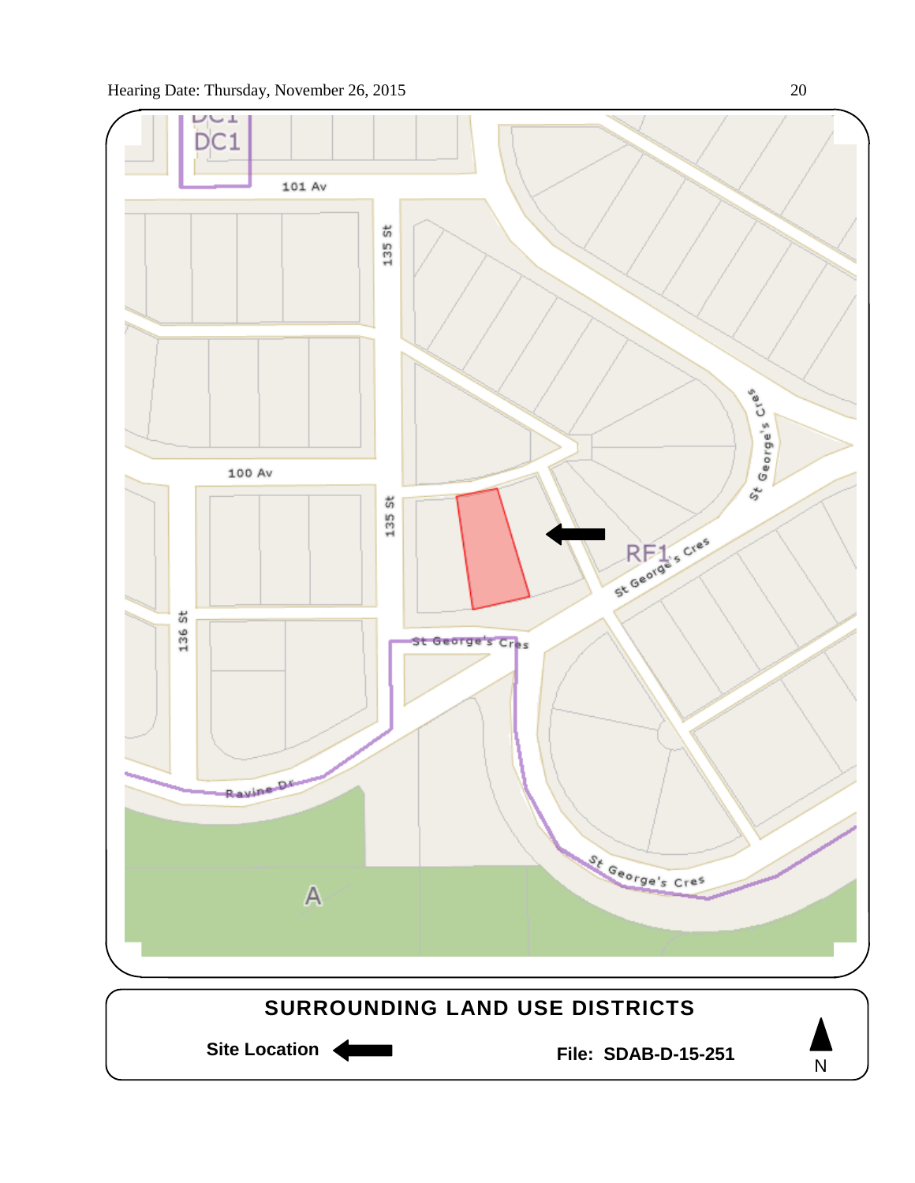DC1

101 Av

135 St

100 Av

135 St

136 St

St George's Cres

RF1

St George's Cres

St George's Cres

Ravine Dr

St George's Cres

A

**SURROUNDING LAND USE DISTRICTS**

**Site Location** ⬅

**File: SDAB-D-15-251**

N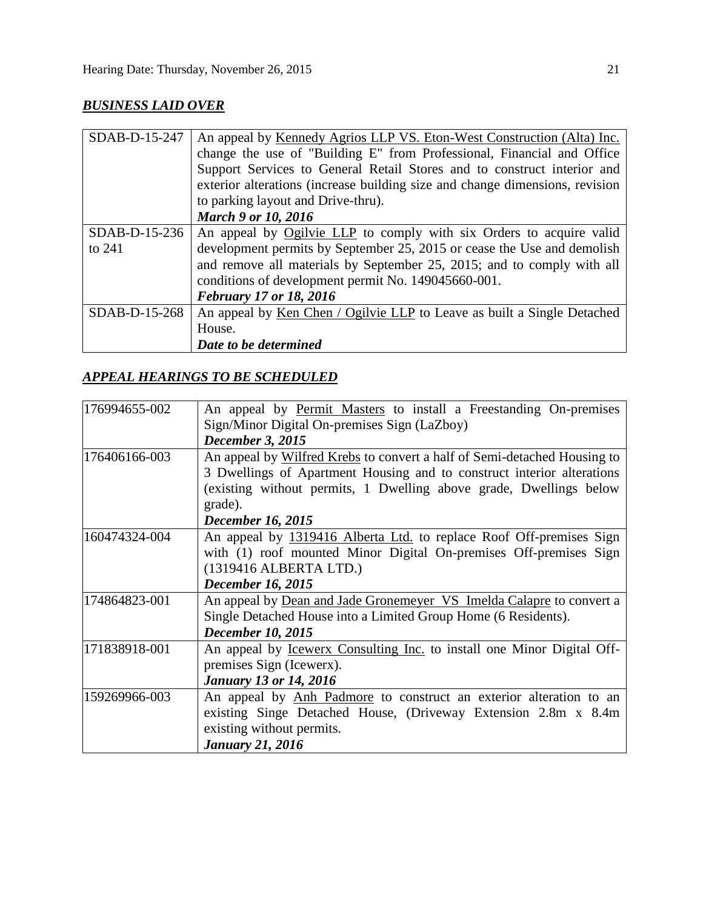## ***BUSINESS LAID OVER***

| | |
|---|---|
| SDAB-D-15-247 | An appeal by Kennedy Agrios LLP VS. Eton-West Construction (Alta) Inc. change the use of "Building E" from Professional, Financial and Office Support Services to General Retail Stores and to construct interior and exterior alterations (increase building size and change dimensions, revision to parking layout and Drive-thru).<br>***March 9 or 10, 2016*** |
| SDAB-D-15-236 to 241 | An appeal by Ogilvie LLP to comply with six Orders to acquire valid development permits by September 25, 2015 or cease the Use and demolish and remove all materials by September 25, 2015; and to comply with all conditions of development permit No. 149045660-001.<br>***February 17 or 18, 2016*** |
| SDAB-D-15-268 | An appeal by Ken Chen / Ogilvie LLP to Leave as built a Single Detached House.<br>***Date to be determined*** |

## ***APPEAL HEARINGS TO BE SCHEDULED***

| | |
|---|---|
| 176994655-002 | An appeal by Permit Masters to install a Freestanding On-premises Sign/Minor Digital On-premises Sign (LaZboy)<br>***December 3, 2015*** |
| 176406166-003 | An appeal by Wilfred Krebs to convert a half of Semi-detached Housing to 3 Dwellings of Apartment Housing and to construct interior alterations (existing without permits, 1 Dwelling above grade, Dwellings below grade).<br>***December 16, 2015*** |
| 160474324-004 | An appeal by 1319416 Alberta Ltd. to replace Roof Off-premises Sign with (1) roof mounted Minor Digital On-premises Off-premises Sign (1319416 ALBERTA LTD.)<br>***December 16, 2015*** |
| 174864823-001 | An appeal by Dean and Jade Gronemeyer VS Imelda Calapre to convert a Single Detached House into a Limited Group Home (6 Residents).<br>***December 10, 2015*** |
| 171838918-001 | An appeal by Icewerx Consulting Inc. to install one Minor Digital Off-premises Sign (Icewerx).<br>***January 13 or 14, 2016*** |
| 159269966-003 | An appeal by Anh Padmore to construct an exterior alteration to an existing Singe Detached House, (Driveway Extension 2.8m x 8.4m existing without permits.<br>***January 21, 2016*** |